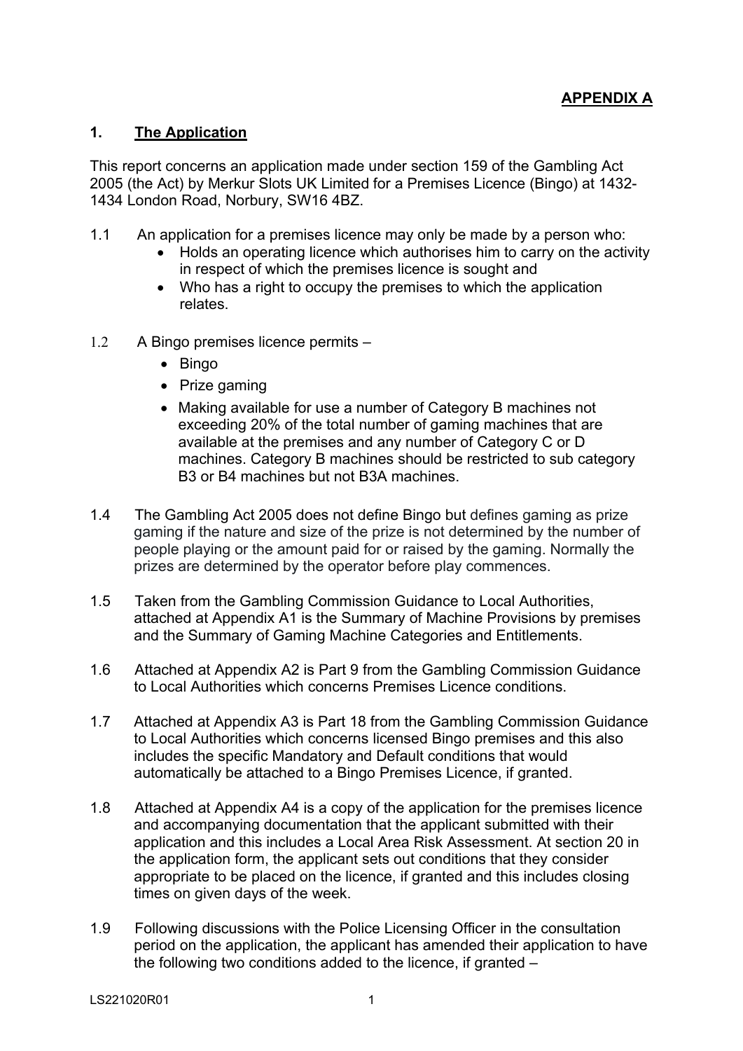**APPENDIX A**

## 1. The Application

This report concerns an application made under section 159 of the Gambling Act 2005 (the Act) by Merkur Slots UK Limited for a Premises Licence (Bingo) at 1432-1434 London Road, Norbury, SW16 4BZ.

1.1 An application for a premises licence may only be made by a person who:

- Holds an operating licence which authorises him to carry on the activity in respect of which the premises licence is sought and
- Who has a right to occupy the premises to which the application relates.

1.2 A Bingo premises licence permits –

- Bingo
- Prize gaming
- Making available for use a number of Category B machines not exceeding 20% of the total number of gaming machines that are available at the premises and any number of Category C or D machines. Category B machines should be restricted to sub category B3 or B4 machines but not B3A machines.

1.4 The Gambling Act 2005 does not define Bingo but defines gaming as prize gaming if the nature and size of the prize is not determined by the number of people playing or the amount paid for or raised by the gaming. Normally the prizes are determined by the operator before play commences.

1.5 Taken from the Gambling Commission Guidance to Local Authorities, attached at Appendix A1 is the Summary of Machine Provisions by premises and the Summary of Gaming Machine Categories and Entitlements.

1.6 Attached at Appendix A2 is Part 9 from the Gambling Commission Guidance to Local Authorities which concerns Premises Licence conditions.

1.7 Attached at Appendix A3 is Part 18 from the Gambling Commission Guidance to Local Authorities which concerns licensed Bingo premises and this also includes the specific Mandatory and Default conditions that would automatically be attached to a Bingo Premises Licence, if granted.

1.8 Attached at Appendix A4 is a copy of the application for the premises licence and accompanying documentation that the applicant submitted with their application and this includes a Local Area Risk Assessment. At section 20 in the application form, the applicant sets out conditions that they consider appropriate to be placed on the licence, if granted and this includes closing times on given days of the week.

1.9 Following discussions with the Police Licensing Officer in the consultation period on the application, the applicant has amended their application to have the following two conditions added to the licence, if granted –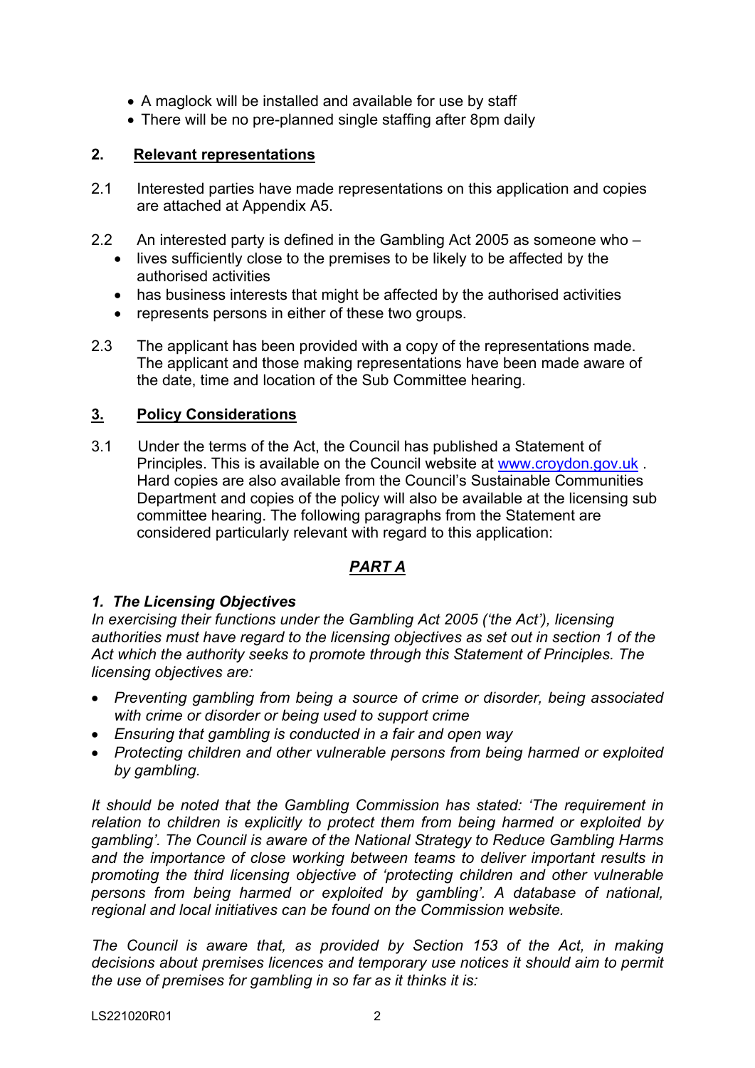- A maglock will be installed and available for use by staff
- There will be no pre-planned single staffing after 8pm daily

## 2. Relevant representations

2.1 Interested parties have made representations on this application and copies are attached at Appendix A5.

2.2 An interested party is defined in the Gambling Act 2005 as someone who –

- lives sufficiently close to the premises to be likely to be affected by the authorised activities
- has business interests that might be affected by the authorised activities
- represents persons in either of these two groups.

2.3 The applicant has been provided with a copy of the representations made. The applicant and those making representations have been made aware of the date, time and location of the Sub Committee hearing.

## 3. Policy Considerations

3.1 Under the terms of the Act, the Council has published a Statement of Principles. This is available on the Council website at www.croydon.gov.uk . Hard copies are also available from the Council's Sustainable Communities Department and copies of the policy will also be available at the licensing sub committee hearing. The following paragraphs from the Statement are considered particularly relevant with regard to this application:

### *PART A*

***1. The Licensing Objectives***

*In exercising their functions under the Gambling Act 2005 ('the Act'), licensing authorities must have regard to the licensing objectives as set out in section 1 of the Act which the authority seeks to promote through this Statement of Principles. The licensing objectives are:*

- *Preventing gambling from being a source of crime or disorder, being associated with crime or disorder or being used to support crime*
- *Ensuring that gambling is conducted in a fair and open way*
- *Protecting children and other vulnerable persons from being harmed or exploited by gambling.*

*It should be noted that the Gambling Commission has stated: 'The requirement in relation to children is explicitly to protect them from being harmed or exploited by gambling'. The Council is aware of the National Strategy to Reduce Gambling Harms and the importance of close working between teams to deliver important results in promoting the third licensing objective of 'protecting children and other vulnerable persons from being harmed or exploited by gambling'. A database of national, regional and local initiatives can be found on the Commission website.*

*The Council is aware that, as provided by Section 153 of the Act, in making decisions about premises licences and temporary use notices it should aim to permit the use of premises for gambling in so far as it thinks it is:*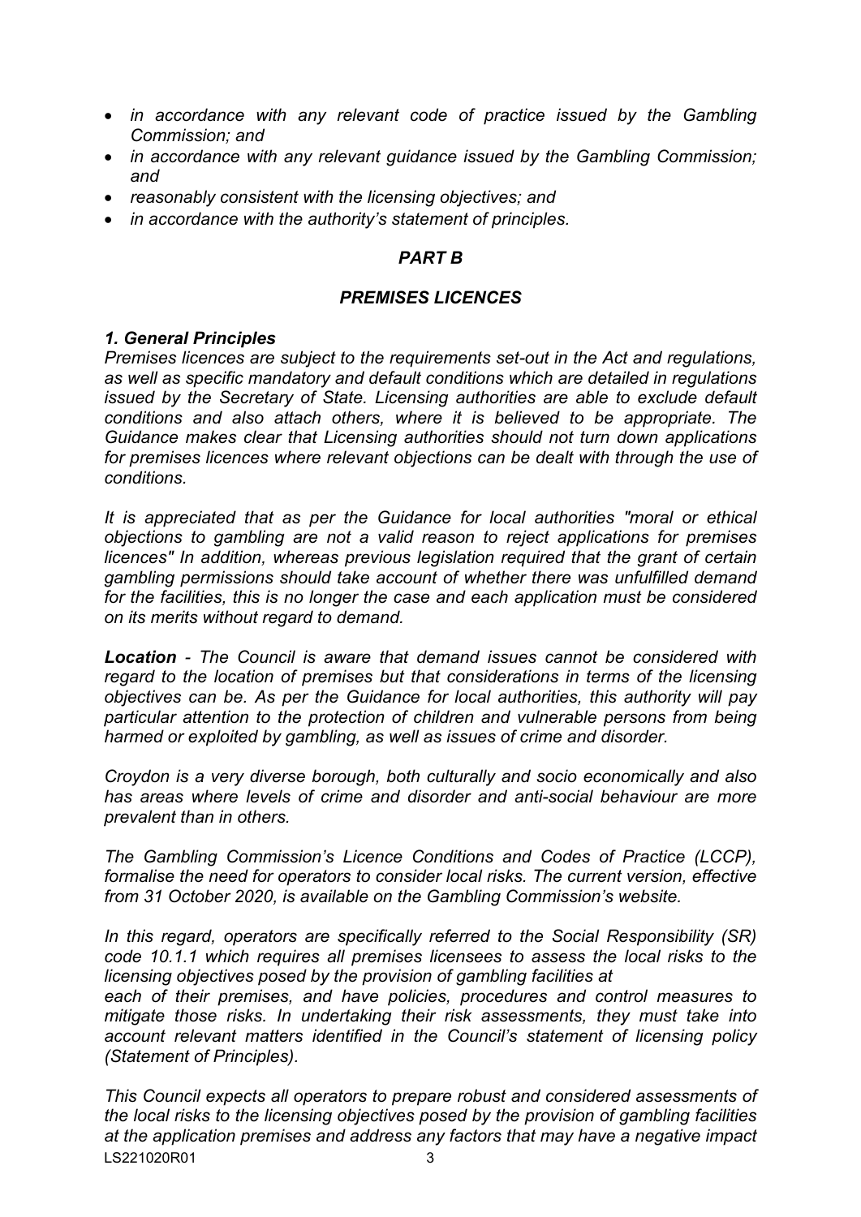- *in accordance with any relevant code of practice issued by the Gambling Commission; and*
- *in accordance with any relevant guidance issued by the Gambling Commission; and*
- *reasonably consistent with the licensing objectives; and*
- *in accordance with the authority's statement of principles.*

## *PART B*

## *PREMISES LICENCES*

### *1. General Principles*

*Premises licences are subject to the requirements set-out in the Act and regulations, as well as specific mandatory and default conditions which are detailed in regulations issued by the Secretary of State. Licensing authorities are able to exclude default conditions and also attach others, where it is believed to be appropriate. The Guidance makes clear that Licensing authorities should not turn down applications for premises licences where relevant objections can be dealt with through the use of conditions.*

*It is appreciated that as per the Guidance for local authorities "moral or ethical objections to gambling are not a valid reason to reject applications for premises licences" In addition, whereas previous legislation required that the grant of certain gambling permissions should take account of whether there was unfulfilled demand for the facilities, this is no longer the case and each application must be considered on its merits without regard to demand.*

***Location** - The Council is aware that demand issues cannot be considered with regard to the location of premises but that considerations in terms of the licensing objectives can be. As per the Guidance for local authorities, this authority will pay particular attention to the protection of children and vulnerable persons from being harmed or exploited by gambling, as well as issues of crime and disorder.*

*Croydon is a very diverse borough, both culturally and socio economically and also has areas where levels of crime and disorder and anti-social behaviour are more prevalent than in others.*

*The Gambling Commission's Licence Conditions and Codes of Practice (LCCP), formalise the need for operators to consider local risks. The current version, effective from 31 October 2020, is available on the Gambling Commission's website.*

*In this regard, operators are specifically referred to the Social Responsibility (SR) code 10.1.1 which requires all premises licensees to assess the local risks to the licensing objectives posed by the provision of gambling facilities at each of their premises, and have policies, procedures and control measures to mitigate those risks. In undertaking their risk assessments, they must take into account relevant matters identified in the Council's statement of licensing policy (Statement of Principles).*

*This Council expects all operators to prepare robust and considered assessments of the local risks to the licensing objectives posed by the provision of gambling facilities at the application premises and address any factors that may have a negative impact*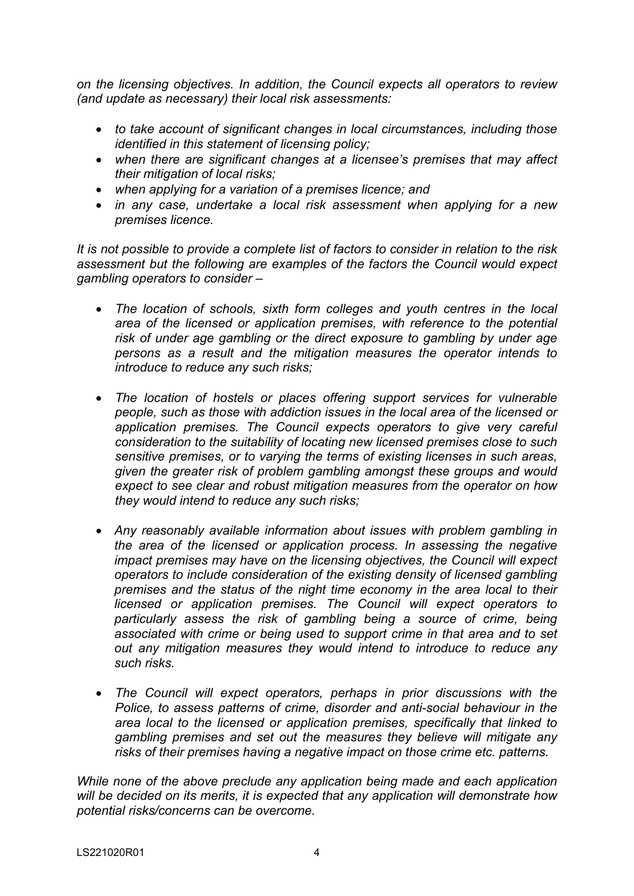*on the licensing objectives. In addition, the Council expects all operators to review (and update as necessary) their local risk assessments:*

- *to take account of significant changes in local circumstances, including those identified in this statement of licensing policy;*
- *when there are significant changes at a licensee's premises that may affect their mitigation of local risks;*
- *when applying for a variation of a premises licence; and*
- *in any case, undertake a local risk assessment when applying for a new premises licence.*

*It is not possible to provide a complete list of factors to consider in relation to the risk assessment but the following are examples of the factors the Council would expect gambling operators to consider –*

- *The location of schools, sixth form colleges and youth centres in the local area of the licensed or application premises, with reference to the potential risk of under age gambling or the direct exposure to gambling by under age persons as a result and the mitigation measures the operator intends to introduce to reduce any such risks;*

- *The location of hostels or places offering support services for vulnerable people, such as those with addiction issues in the local area of the licensed or application premises. The Council expects operators to give very careful consideration to the suitability of locating new licensed premises close to such sensitive premises, or to varying the terms of existing licenses in such areas, given the greater risk of problem gambling amongst these groups and would expect to see clear and robust mitigation measures from the operator on how they would intend to reduce any such risks;*

- *Any reasonably available information about issues with problem gambling in the area of the licensed or application process. In assessing the negative impact premises may have on the licensing objectives, the Council will expect operators to include consideration of the existing density of licensed gambling premises and the status of the night time economy in the area local to their licensed or application premises. The Council will expect operators to particularly assess the risk of gambling being a source of crime, being associated with crime or being used to support crime in that area and to set out any mitigation measures they would intend to introduce to reduce any such risks.*

- *The Council will expect operators, perhaps in prior discussions with the Police, to assess patterns of crime, disorder and anti-social behaviour in the area local to the licensed or application premises, specifically that linked to gambling premises and set out the measures they believe will mitigate any risks of their premises having a negative impact on those crime etc. patterns.*

*While none of the above preclude any application being made and each application will be decided on its merits, it is expected that any application will demonstrate how potential risks/concerns can be overcome.*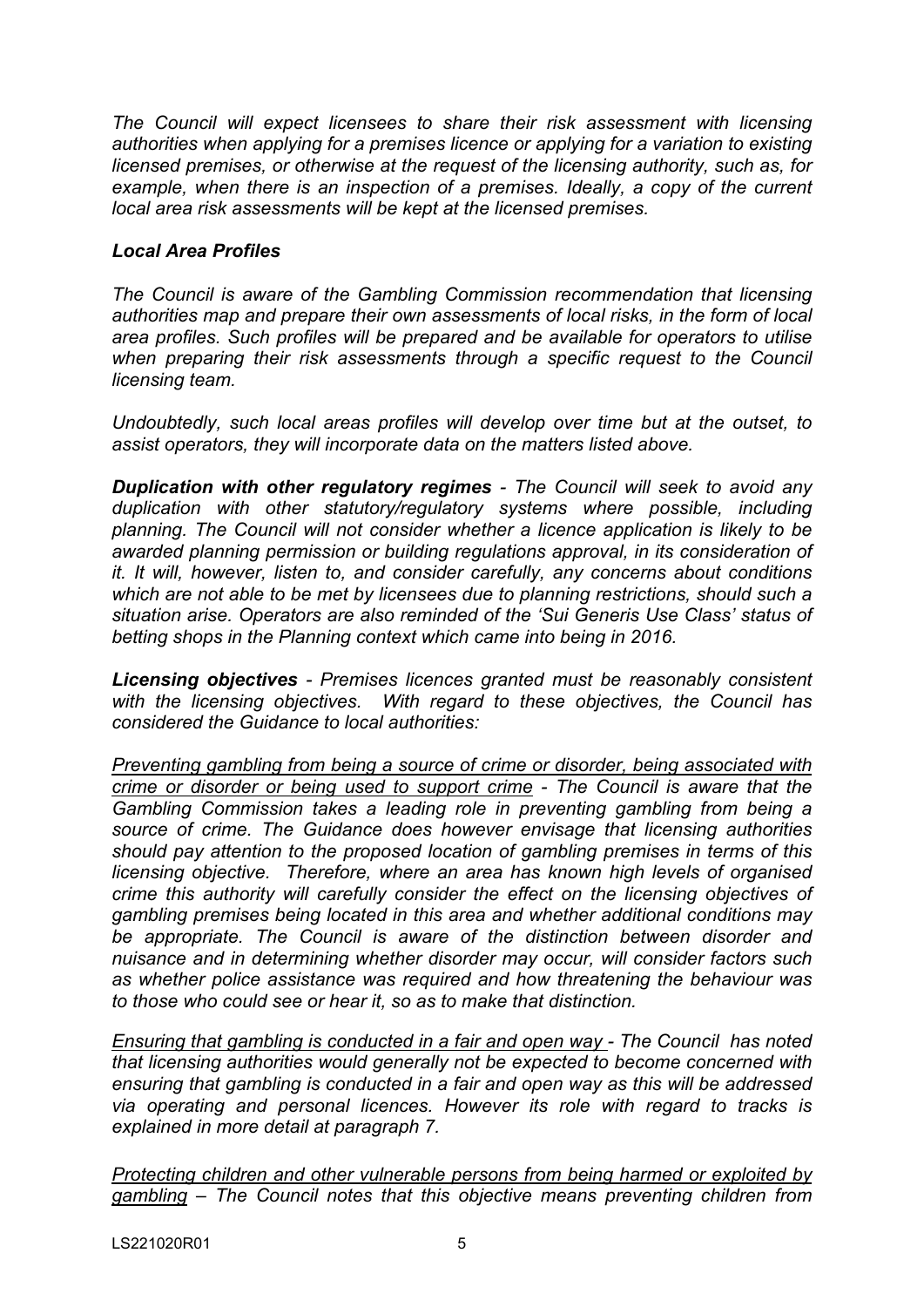*The Council will expect licensees to share their risk assessment with licensing authorities when applying for a premises licence or applying for a variation to existing licensed premises, or otherwise at the request of the licensing authority, such as, for example, when there is an inspection of a premises. Ideally, a copy of the current local area risk assessments will be kept at the licensed premises.*

***Local Area Profiles***

*The Council is aware of the Gambling Commission recommendation that licensing authorities map and prepare their own assessments of local risks, in the form of local area profiles. Such profiles will be prepared and be available for operators to utilise when preparing their risk assessments through a specific request to the Council licensing team.*

*Undoubtedly, such local areas profiles will develop over time but at the outset, to assist operators, they will incorporate data on the matters listed above.*

***Duplication with other regulatory regimes*** *- The Council will seek to avoid any duplication with other statutory/regulatory systems where possible, including planning. The Council will not consider whether a licence application is likely to be awarded planning permission or building regulations approval, in its consideration of it. It will, however, listen to, and consider carefully, any concerns about conditions which are not able to be met by licensees due to planning restrictions, should such a situation arise. Operators are also reminded of the 'Sui Generis Use Class' status of betting shops in the Planning context which came into being in 2016.*

***Licensing objectives*** *- Premises licences granted must be reasonably consistent with the licensing objectives. With regard to these objectives, the Council has considered the Guidance to local authorities:*

*<u>Preventing gambling from being a source of crime or disorder, being associated with crime or disorder or being used to support crime</u> - The Council is aware that the Gambling Commission takes a leading role in preventing gambling from being a source of crime. The Guidance does however envisage that licensing authorities should pay attention to the proposed location of gambling premises in terms of this licensing objective. Therefore, where an area has known high levels of organised crime this authority will carefully consider the effect on the licensing objectives of gambling premises being located in this area and whether additional conditions may be appropriate. The Council is aware of the distinction between disorder and nuisance and in determining whether disorder may occur, will consider factors such as whether police assistance was required and how threatening the behaviour was to those who could see or hear it, so as to make that distinction.*

*<u>Ensuring that gambling is conducted in a fair and open way</u> - The Council has noted that licensing authorities would generally not be expected to become concerned with ensuring that gambling is conducted in a fair and open way as this will be addressed via operating and personal licences. However its role with regard to tracks is explained in more detail at paragraph 7.*

*<u>Protecting children and other vulnerable persons from being harmed or exploited by gambling</u> – The Council notes that this objective means preventing children from*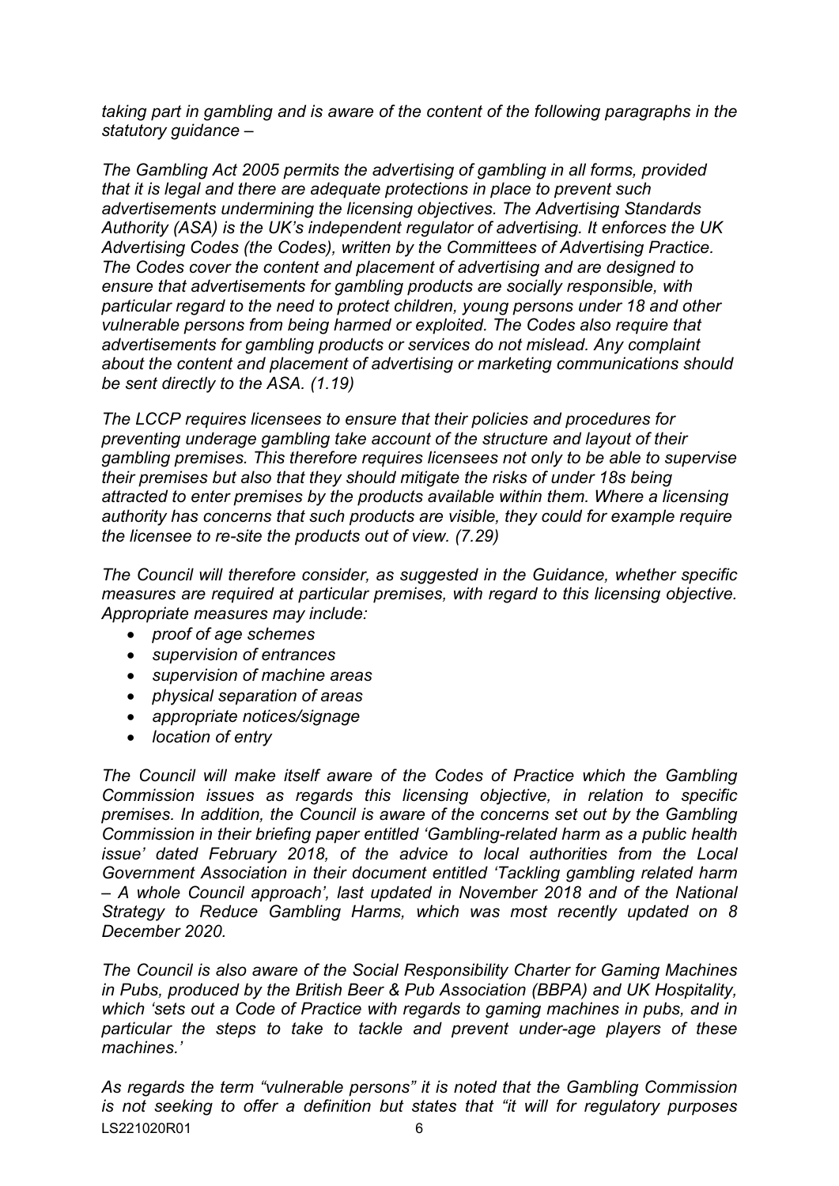*taking part in gambling and is aware of the content of the following paragraphs in the statutory guidance –*

*The Gambling Act 2005 permits the advertising of gambling in all forms, provided that it is legal and there are adequate protections in place to prevent such advertisements undermining the licensing objectives. The Advertising Standards Authority (ASA) is the UK's independent regulator of advertising. It enforces the UK Advertising Codes (the Codes), written by the Committees of Advertising Practice. The Codes cover the content and placement of advertising and are designed to ensure that advertisements for gambling products are socially responsible, with particular regard to the need to protect children, young persons under 18 and other vulnerable persons from being harmed or exploited. The Codes also require that advertisements for gambling products or services do not mislead. Any complaint about the content and placement of advertising or marketing communications should be sent directly to the ASA. (1.19)*

*The LCCP requires licensees to ensure that their policies and procedures for preventing underage gambling take account of the structure and layout of their gambling premises. This therefore requires licensees not only to be able to supervise their premises but also that they should mitigate the risks of under 18s being attracted to enter premises by the products available within them. Where a licensing authority has concerns that such products are visible, they could for example require the licensee to re-site the products out of view. (7.29)*

*The Council will therefore consider, as suggested in the Guidance, whether specific measures are required at particular premises, with regard to this licensing objective. Appropriate measures may include:*

- *proof of age schemes*
- *supervision of entrances*
- *supervision of machine areas*
- *physical separation of areas*
- *appropriate notices/signage*
- *location of entry*

*The Council will make itself aware of the Codes of Practice which the Gambling Commission issues as regards this licensing objective, in relation to specific premises. In addition, the Council is aware of the concerns set out by the Gambling Commission in their briefing paper entitled 'Gambling-related harm as a public health issue' dated February 2018, of the advice to local authorities from the Local Government Association in their document entitled 'Tackling gambling related harm – A whole Council approach', last updated in November 2018 and of the National Strategy to Reduce Gambling Harms, which was most recently updated on 8 December 2020.*

*The Council is also aware of the Social Responsibility Charter for Gaming Machines in Pubs, produced by the British Beer & Pub Association (BBPA) and UK Hospitality, which 'sets out a Code of Practice with regards to gaming machines in pubs, and in particular the steps to take to tackle and prevent under-age players of these machines.'*

*As regards the term "vulnerable persons" it is noted that the Gambling Commission is not seeking to offer a definition but states that "it will for regulatory purposes*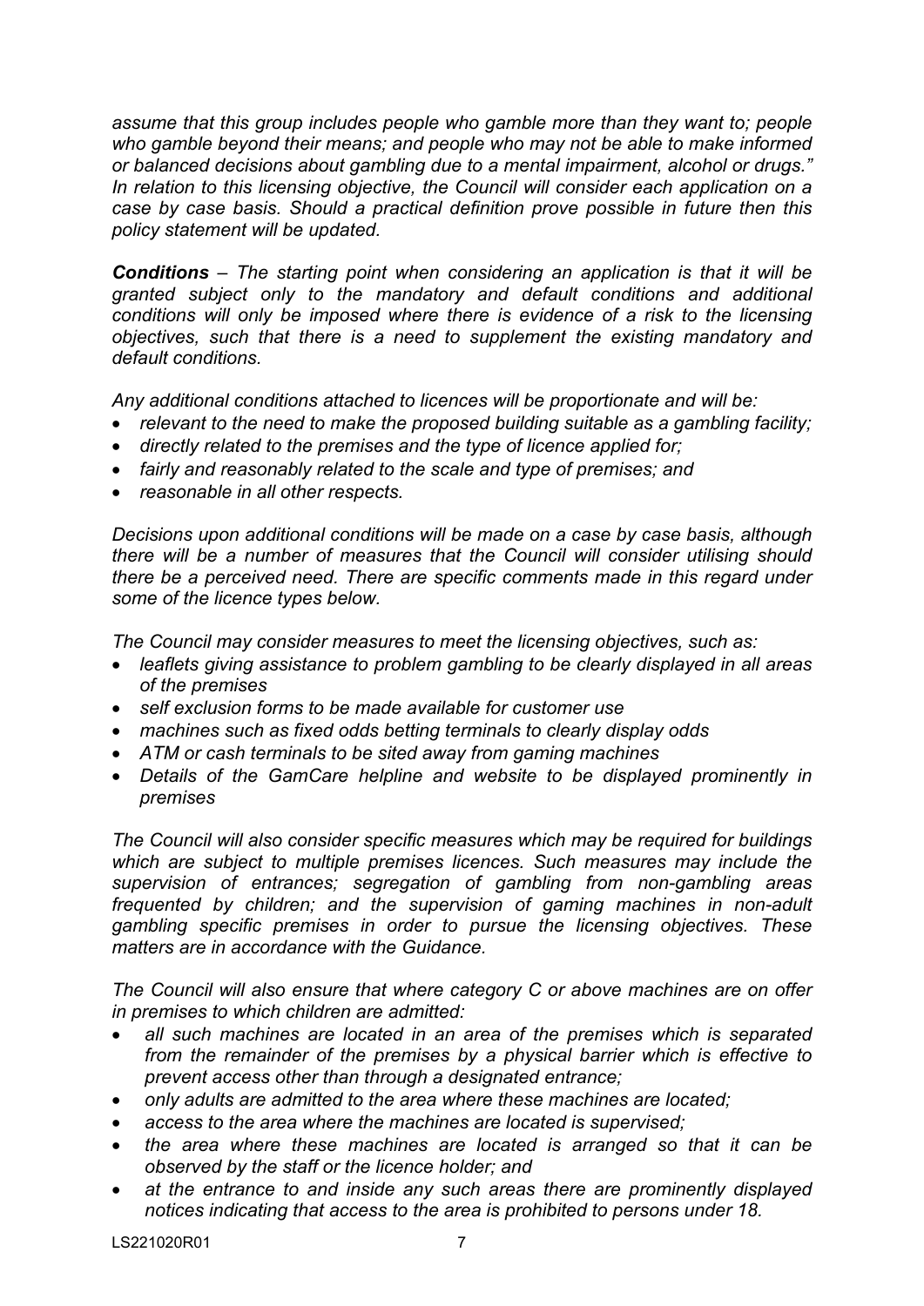*assume that this group includes people who gamble more than they want to; people who gamble beyond their means; and people who may not be able to make informed or balanced decisions about gambling due to a mental impairment, alcohol or drugs." In relation to this licensing objective, the Council will consider each application on a case by case basis. Should a practical definition prove possible in future then this policy statement will be updated.*

***Conditions*** *– The starting point when considering an application is that it will be granted subject only to the mandatory and default conditions and additional conditions will only be imposed where there is evidence of a risk to the licensing objectives, such that there is a need to supplement the existing mandatory and default conditions.*

*Any additional conditions attached to licences will be proportionate and will be:*

- *relevant to the need to make the proposed building suitable as a gambling facility;*
- *directly related to the premises and the type of licence applied for;*
- *fairly and reasonably related to the scale and type of premises; and*
- *reasonable in all other respects.*

*Decisions upon additional conditions will be made on a case by case basis, although there will be a number of measures that the Council will consider utilising should there be a perceived need. There are specific comments made in this regard under some of the licence types below.*

*The Council may consider measures to meet the licensing objectives, such as:*

- *leaflets giving assistance to problem gambling to be clearly displayed in all areas of the premises*
- *self exclusion forms to be made available for customer use*
- *machines such as fixed odds betting terminals to clearly display odds*
- *ATM or cash terminals to be sited away from gaming machines*
- *Details of the GamCare helpline and website to be displayed prominently in premises*

*The Council will also consider specific measures which may be required for buildings which are subject to multiple premises licences. Such measures may include the supervision of entrances; segregation of gambling from non-gambling areas frequented by children; and the supervision of gaming machines in non-adult gambling specific premises in order to pursue the licensing objectives. These matters are in accordance with the Guidance.*

*The Council will also ensure that where category C or above machines are on offer in premises to which children are admitted:*

- *all such machines are located in an area of the premises which is separated from the remainder of the premises by a physical barrier which is effective to prevent access other than through a designated entrance;*
- *only adults are admitted to the area where these machines are located;*
- *access to the area where the machines are located is supervised;*
- *the area where these machines are located is arranged so that it can be observed by the staff or the licence holder; and*
- *at the entrance to and inside any such areas there are prominently displayed notices indicating that access to the area is prohibited to persons under 18.*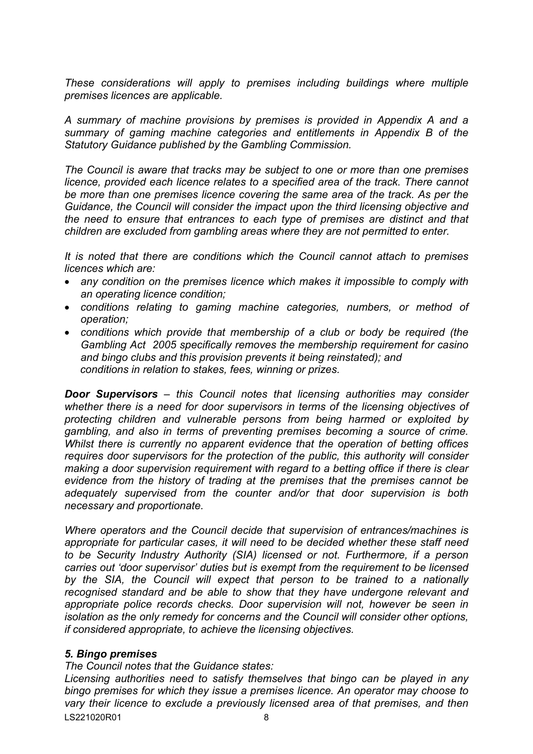*These considerations will apply to premises including buildings where multiple premises licences are applicable.*

*A summary of machine provisions by premises is provided in Appendix A and a summary of gaming machine categories and entitlements in Appendix B of the Statutory Guidance published by the Gambling Commission.*

*The Council is aware that tracks may be subject to one or more than one premises licence, provided each licence relates to a specified area of the track. There cannot be more than one premises licence covering the same area of the track. As per the Guidance, the Council will consider the impact upon the third licensing objective and the need to ensure that entrances to each type of premises are distinct and that children are excluded from gambling areas where they are not permitted to enter.*

*It is noted that there are conditions which the Council cannot attach to premises licences which are:*

- *any condition on the premises licence which makes it impossible to comply with an operating licence condition;*
- *conditions relating to gaming machine categories, numbers, or method of operation;*
- *conditions which provide that membership of a club or body be required (the Gambling Act 2005 specifically removes the membership requirement for casino and bingo clubs and this provision prevents it being reinstated); and conditions in relation to stakes, fees, winning or prizes.*

***Door Supervisors*** *– this Council notes that licensing authorities may consider whether there is a need for door supervisors in terms of the licensing objectives of protecting children and vulnerable persons from being harmed or exploited by gambling, and also in terms of preventing premises becoming a source of crime. Whilst there is currently no apparent evidence that the operation of betting offices requires door supervisors for the protection of the public, this authority will consider making a door supervision requirement with regard to a betting office if there is clear evidence from the history of trading at the premises that the premises cannot be adequately supervised from the counter and/or that door supervision is both necessary and proportionate.*

*Where operators and the Council decide that supervision of entrances/machines is appropriate for particular cases, it will need to be decided whether these staff need to be Security Industry Authority (SIA) licensed or not. Furthermore, if a person carries out 'door supervisor' duties but is exempt from the requirement to be licensed by the SIA, the Council will expect that person to be trained to a nationally recognised standard and be able to show that they have undergone relevant and appropriate police records checks. Door supervision will not, however be seen in isolation as the only remedy for concerns and the Council will consider other options, if considered appropriate, to achieve the licensing objectives.*

### *5. Bingo premises*

*The Council notes that the Guidance states:*

*Licensing authorities need to satisfy themselves that bingo can be played in any bingo premises for which they issue a premises licence. An operator may choose to vary their licence to exclude a previously licensed area of that premises, and then*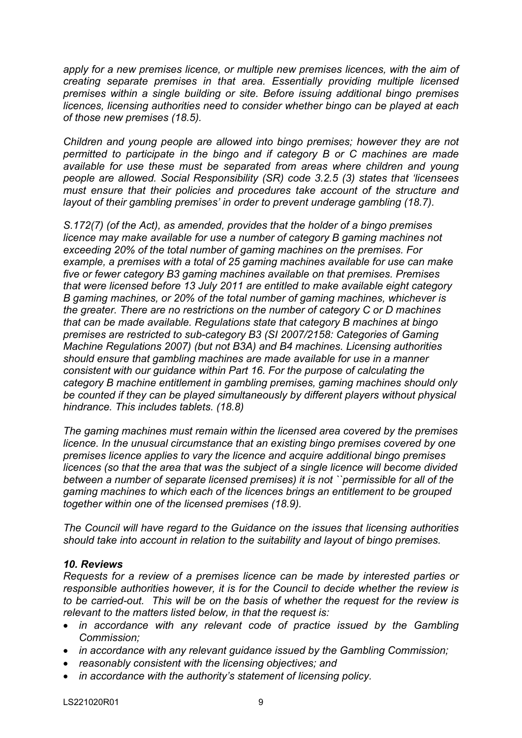*apply for a new premises licence, or multiple new premises licences, with the aim of creating separate premises in that area. Essentially providing multiple licensed premises within a single building or site. Before issuing additional bingo premises licences, licensing authorities need to consider whether bingo can be played at each of those new premises (18.5).*

*Children and young people are allowed into bingo premises; however they are not permitted to participate in the bingo and if category B or C machines are made available for use these must be separated from areas where children and young people are allowed. Social Responsibility (SR) code 3.2.5 (3) states that 'licensees must ensure that their policies and procedures take account of the structure and layout of their gambling premises' in order to prevent underage gambling (18.7).*

*S.172(7) (of the Act), as amended, provides that the holder of a bingo premises licence may make available for use a number of category B gaming machines not exceeding 20% of the total number of gaming machines on the premises. For example, a premises with a total of 25 gaming machines available for use can make five or fewer category B3 gaming machines available on that premises. Premises that were licensed before 13 July 2011 are entitled to make available eight category B gaming machines, or 20% of the total number of gaming machines, whichever is the greater. There are no restrictions on the number of category C or D machines that can be made available. Regulations state that category B machines at bingo premises are restricted to sub-category B3 (SI 2007/2158: Categories of Gaming Machine Regulations 2007) (but not B3A) and B4 machines. Licensing authorities should ensure that gambling machines are made available for use in a manner consistent with our guidance within Part 16. For the purpose of calculating the category B machine entitlement in gambling premises, gaming machines should only be counted if they can be played simultaneously by different players without physical hindrance. This includes tablets. (18.8)*

*The gaming machines must remain within the licensed area covered by the premises licence. In the unusual circumstance that an existing bingo premises covered by one premises licence applies to vary the licence and acquire additional bingo premises licences (so that the area that was the subject of a single licence will become divided between a number of separate licensed premises) it is not ``permissible for all of the gaming machines to which each of the licences brings an entitlement to be grouped together within one of the licensed premises (18.9).*

*The Council will have regard to the Guidance on the issues that licensing authorities should take into account in relation to the suitability and layout of bingo premises.*

### *10. Reviews*

*Requests for a review of a premises licence can be made by interested parties or responsible authorities however, it is for the Council to decide whether the review is to be carried-out. This will be on the basis of whether the request for the review is relevant to the matters listed below, in that the request is:*

- *in accordance with any relevant code of practice issued by the Gambling Commission;*
- *in accordance with any relevant guidance issued by the Gambling Commission;*
- *reasonably consistent with the licensing objectives; and*
- *in accordance with the authority's statement of licensing policy.*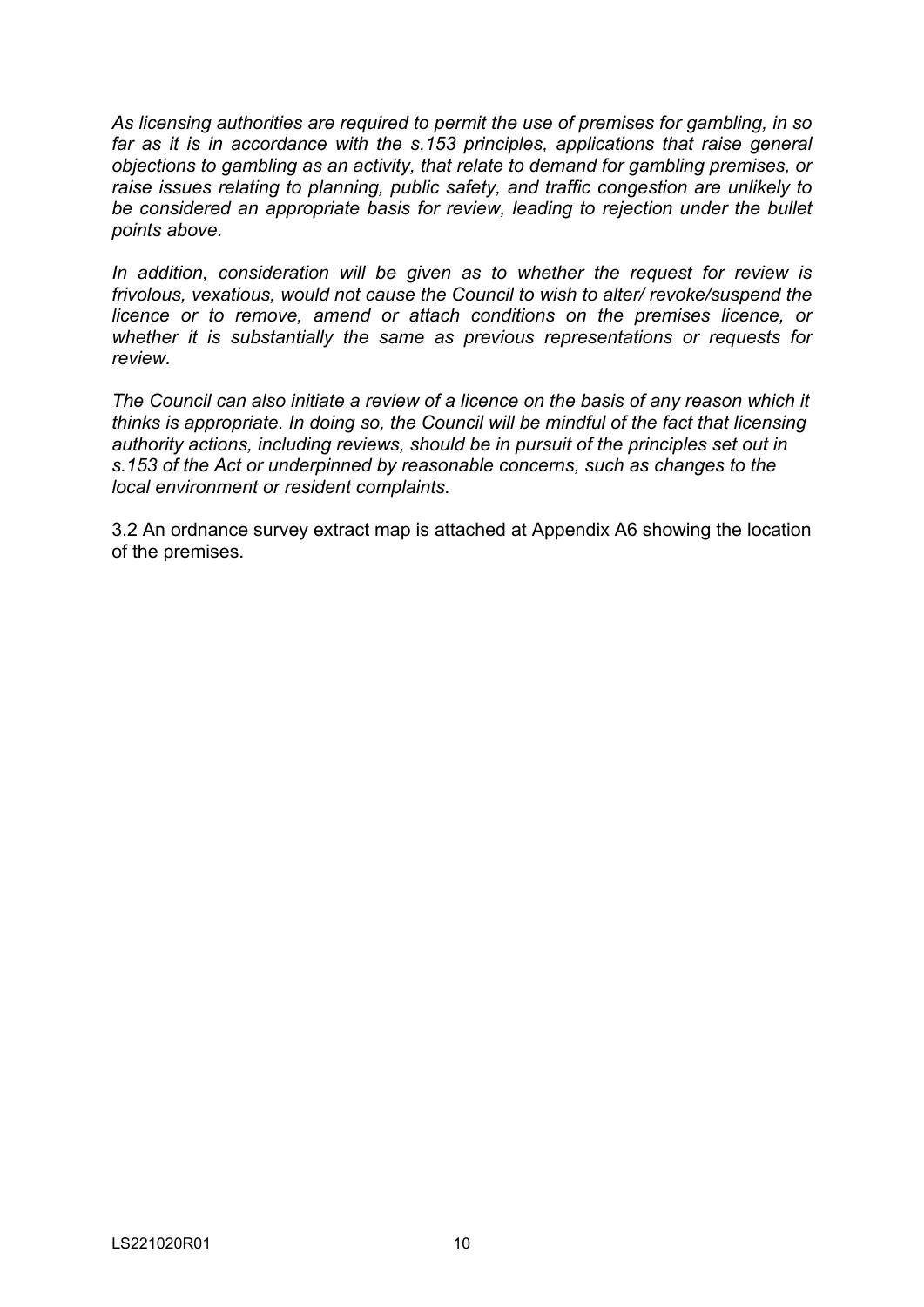*As licensing authorities are required to permit the use of premises for gambling, in so far as it is in accordance with the s.153 principles, applications that raise general objections to gambling as an activity, that relate to demand for gambling premises, or raise issues relating to planning, public safety, and traffic congestion are unlikely to be considered an appropriate basis for review, leading to rejection under the bullet points above.*

*In addition, consideration will be given as to whether the request for review is frivolous, vexatious, would not cause the Council to wish to alter/ revoke/suspend the licence or to remove, amend or attach conditions on the premises licence, or whether it is substantially the same as previous representations or requests for review.*

*The Council can also initiate a review of a licence on the basis of any reason which it thinks is appropriate. In doing so, the Council will be mindful of the fact that licensing authority actions, including reviews, should be in pursuit of the principles set out in s.153 of the Act or underpinned by reasonable concerns, such as changes to the local environment or resident complaints.*

3.2 An ordnance survey extract map is attached at Appendix A6 showing the location of the premises.